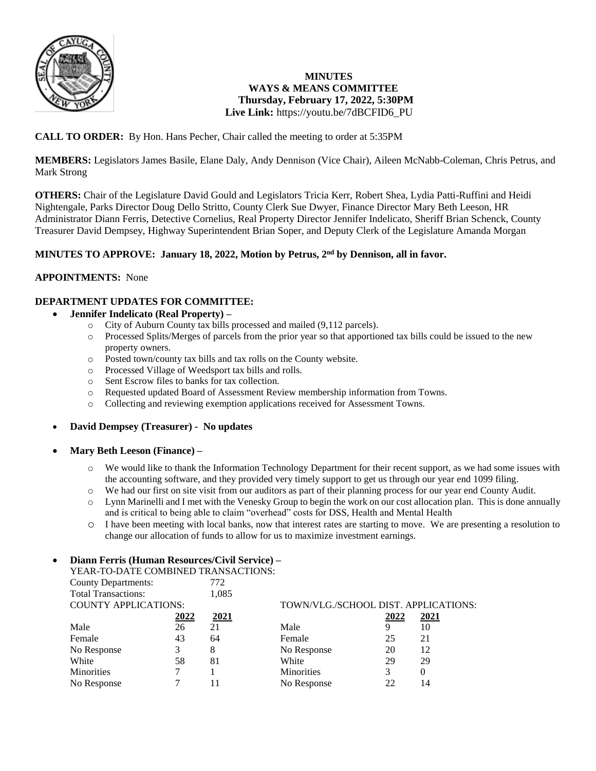**MINUTES**
**WAYS & MEANS COMMITTEE**
**Thursday, February 17, 2022, 5:30PM**
**Live Link:** https://youtu.be/7dBCFID6_PU

**CALL TO ORDER:** By Hon. Hans Pecher, Chair called the meeting to order at 5:35PM

**MEMBERS:** Legislators James Basile, Elane Daly, Andy Dennison (Vice Chair), Aileen McNabb-Coleman, Chris Petrus, and Mark Strong

**OTHERS:** Chair of the Legislature David Gould and Legislators Tricia Kerr, Robert Shea, Lydia Patti-Ruffini and Heidi Nightengale, Parks Director Doug Dello Stritto, County Clerk Sue Dwyer, Finance Director Mary Beth Leeson, HR Administrator Diann Ferris, Detective Cornelius, Real Property Director Jennifer Indelicato, Sheriff Brian Schenck, County Treasurer David Dempsey, Highway Superintendent Brian Soper, and Deputy Clerk of the Legislature Amanda Morgan

**MINUTES TO APPROVE: January 18, 2022, Motion by Petrus, 2nd by Dennison, all in favor.**

**APPOINTMENTS:** None

**DEPARTMENT UPDATES FOR COMMITTEE:**

- **Jennifer Indelicato (Real Property) –**
  - City of Auburn County tax bills processed and mailed (9,112 parcels).
  - Processed Splits/Merges of parcels from the prior year so that apportioned tax bills could be issued to the new property owners.
  - Posted town/county tax bills and tax rolls on the County website.
  - Processed Village of Weedsport tax bills and rolls.
  - Sent Escrow files to banks for tax collection.
  - Requested updated Board of Assessment Review membership information from Towns.
  - Collecting and reviewing exemption applications received for Assessment Towns.

- **David Dempsey (Treasurer) - No updates**

- **Mary Beth Leeson (Finance) –**
  - We would like to thank the Information Technology Department for their recent support, as we had some issues with the accounting software, and they provided very timely support to get us through our year end 1099 filing.
  - We had our first on site visit from our auditors as part of their planning process for our year end County Audit.
  - Lynn Marinelli and I met with the Venesky Group to begin the work on our cost allocation plan. This is done annually and is critical to being able to claim "overhead" costs for DSS, Health and Mental Health
  - I have been meeting with local banks, now that interest rates are starting to move. We are presenting a resolution to change our allocation of funds to allow for us to maximize investment earnings.

- **Diann Ferris (Human Resources/Civil Service) –**

YEAR-TO-DATE COMBINED TRANSACTIONS:

| | |
|---|---|
| County Departments: | 772 |
| Total Transactions: | 1,085 |

COUNTY APPLICATIONS:

| | 2022 | 2021 |
|---|---|---|
| Male | 26 | 21 |
| Female | 43 | 64 |
| No Response | 3 | 8 |
| White | 58 | 81 |
| Minorities | 7 | 1 |
| No Response | 7 | 11 |

TOWN/VLG./SCHOOL DIST. APPLICATIONS:

| | 2022 | 2021 |
|---|---|---|
| Male | 9 | 10 |
| Female | 25 | 21 |
| No Response | 20 | 12 |
| White | 29 | 29 |
| Minorities | 3 | 0 |
| No Response | 22 | 14 |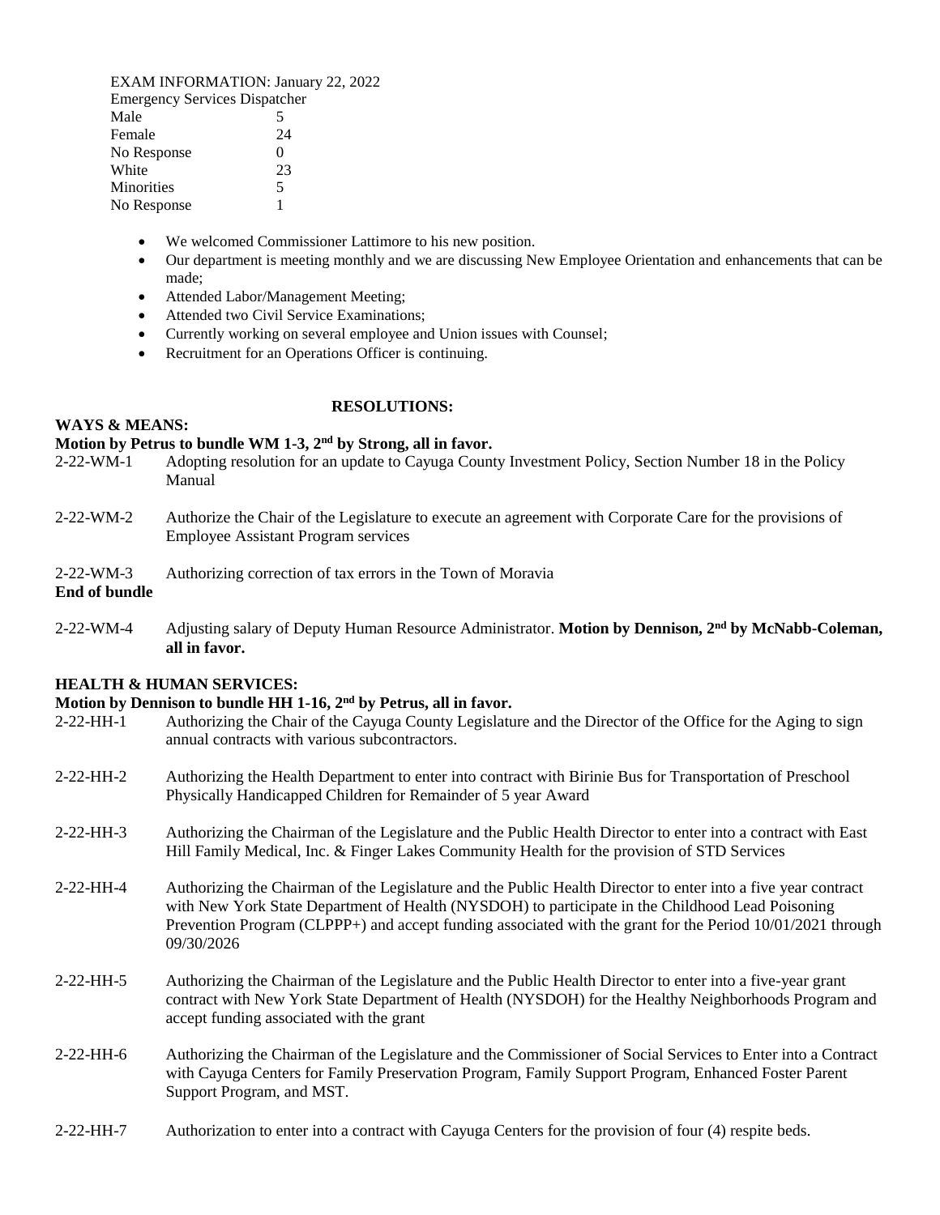EXAM INFORMATION: January 22, 2022

Emergency Services Dispatcher

| | |
|---|---|
| Male | 5 |
| Female | 24 |
| No Response | 0 |
| White | 23 |
| Minorities | 5 |
| No Response | 1 |

- We welcomed Commissioner Lattimore to his new position.
- Our department is meeting monthly and we are discussing New Employee Orientation and enhancements that can be made;
- Attended Labor/Management Meeting;
- Attended two Civil Service Examinations;
- Currently working on several employee and Union issues with Counsel;
- Recruitment for an Operations Officer is continuing.

**RESOLUTIONS:**

**WAYS & MEANS:**

**Motion by Petrus to bundle WM 1-3, 2nd by Strong, all in favor.**

2-22-WM-1 Adopting resolution for an update to Cayuga County Investment Policy, Section Number 18 in the Policy Manual

2-22-WM-2 Authorize the Chair of the Legislature to execute an agreement with Corporate Care for the provisions of Employee Assistant Program services

2-22-WM-3 Authorizing correction of tax errors in the Town of Moravia

**End of bundle**

2-22-WM-4 Adjusting salary of Deputy Human Resource Administrator. **Motion by Dennison, 2nd by McNabb-Coleman, all in favor.**

**HEALTH & HUMAN SERVICES:**

**Motion by Dennison to bundle HH 1-16, 2nd by Petrus, all in favor.**

2-22-HH-1 Authorizing the Chair of the Cayuga County Legislature and the Director of the Office for the Aging to sign annual contracts with various subcontractors.

2-22-HH-2 Authorizing the Health Department to enter into contract with Birinie Bus for Transportation of Preschool Physically Handicapped Children for Remainder of 5 year Award

2-22-HH-3 Authorizing the Chairman of the Legislature and the Public Health Director to enter into a contract with East Hill Family Medical, Inc. & Finger Lakes Community Health for the provision of STD Services

2-22-HH-4 Authorizing the Chairman of the Legislature and the Public Health Director to enter into a five year contract with New York State Department of Health (NYSDOH) to participate in the Childhood Lead Poisoning Prevention Program (CLPPP+) and accept funding associated with the grant for the Period 10/01/2021 through 09/30/2026

2-22-HH-5 Authorizing the Chairman of the Legislature and the Public Health Director to enter into a five-year grant contract with New York State Department of Health (NYSDOH) for the Healthy Neighborhoods Program and accept funding associated with the grant

2-22-HH-6 Authorizing the Chairman of the Legislature and the Commissioner of Social Services to Enter into a Contract with Cayuga Centers for Family Preservation Program, Family Support Program, Enhanced Foster Parent Support Program, and MST.

2-22-HH-7 Authorization to enter into a contract with Cayuga Centers for the provision of four (4) respite beds.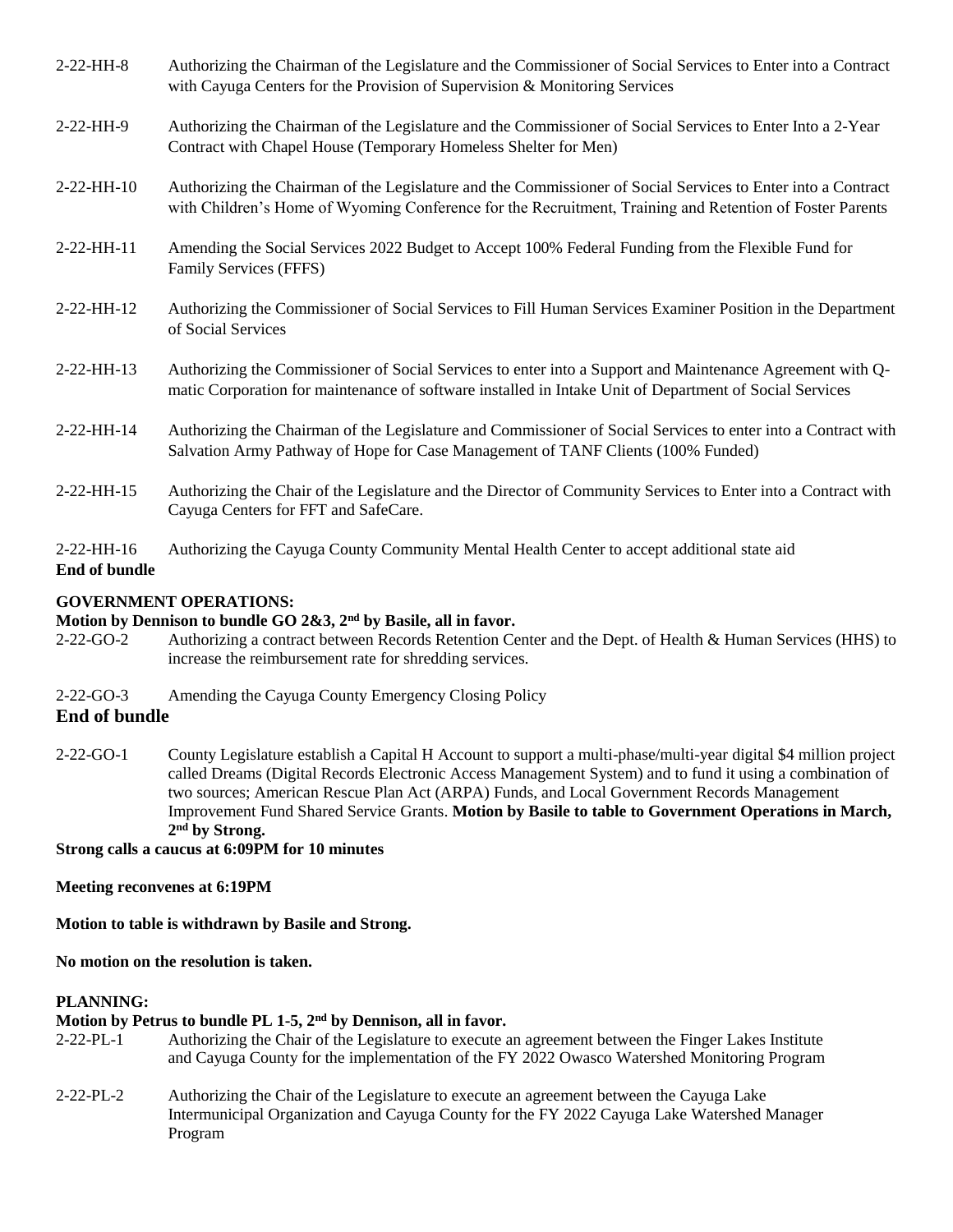2-22-HH-8 Authorizing the Chairman of the Legislature and the Commissioner of Social Services to Enter into a Contract with Cayuga Centers for the Provision of Supervision & Monitoring Services

2-22-HH-9 Authorizing the Chairman of the Legislature and the Commissioner of Social Services to Enter Into a 2-Year Contract with Chapel House (Temporary Homeless Shelter for Men)

2-22-HH-10 Authorizing the Chairman of the Legislature and the Commissioner of Social Services to Enter into a Contract with Children's Home of Wyoming Conference for the Recruitment, Training and Retention of Foster Parents

2-22-HH-11 Amending the Social Services 2022 Budget to Accept 100% Federal Funding from the Flexible Fund for Family Services (FFFS)

2-22-HH-12 Authorizing the Commissioner of Social Services to Fill Human Services Examiner Position in the Department of Social Services

2-22-HH-13 Authorizing the Commissioner of Social Services to enter into a Support and Maintenance Agreement with Q-matic Corporation for maintenance of software installed in Intake Unit of Department of Social Services

2-22-HH-14 Authorizing the Chairman of the Legislature and Commissioner of Social Services to enter into a Contract with Salvation Army Pathway of Hope for Case Management of TANF Clients (100% Funded)

2-22-HH-15 Authorizing the Chair of the Legislature and the Director of Community Services to Enter into a Contract with Cayuga Centers for FFT and SafeCare.

2-22-HH-16 Authorizing the Cayuga County Community Mental Health Center to accept additional state aid

**End of bundle**

**GOVERNMENT OPERATIONS:**

**Motion by Dennison to bundle GO 2&3, 2nd by Basile, all in favor.**

2-22-GO-2 Authorizing a contract between Records Retention Center and the Dept. of Health & Human Services (HHS) to increase the reimbursement rate for shredding services.

2-22-GO-3 Amending the Cayuga County Emergency Closing Policy

## End of bundle

2-22-GO-1 County Legislature establish a Capital H Account to support a multi-phase/multi-year digital $4 million project called Dreams (Digital Records Electronic Access Management System) and to fund it using a combination of two sources; American Rescue Plan Act (ARPA) Funds, and Local Government Records Management Improvement Fund Shared Service Grants. **Motion by Basile to table to Government Operations in March, 2nd by Strong.**

**Strong calls a caucus at 6:09PM for 10 minutes**

**Meeting reconvenes at 6:19PM**

**Motion to table is withdrawn by Basile and Strong.**

**No motion on the resolution is taken.**

**PLANNING:**

**Motion by Petrus to bundle PL 1-5, 2nd by Dennison, all in favor.**

2-22-PL-1 Authorizing the Chair of the Legislature to execute an agreement between the Finger Lakes Institute and Cayuga County for the implementation of the FY 2022 Owasco Watershed Monitoring Program

2-22-PL-2 Authorizing the Chair of the Legislature to execute an agreement between the Cayuga Lake Intermunicipal Organization and Cayuga County for the FY 2022 Cayuga Lake Watershed Manager Program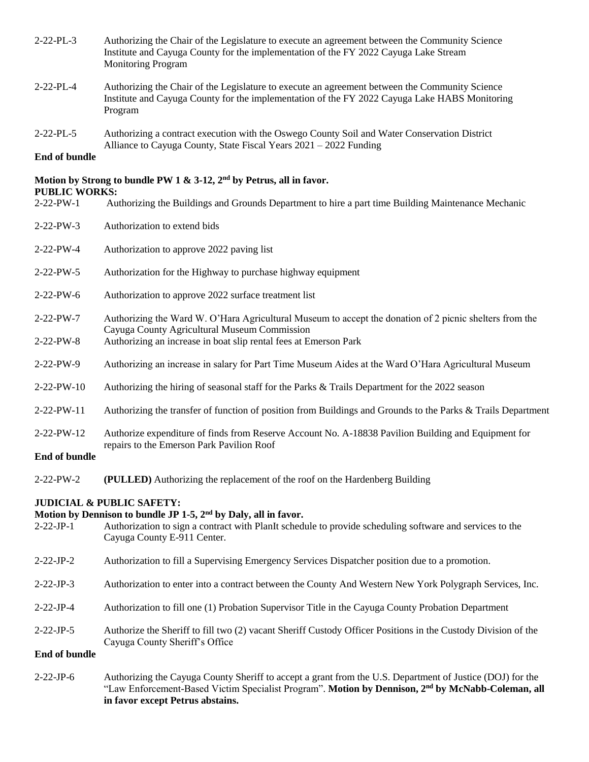2-22-PL-3 Authorizing the Chair of the Legislature to execute an agreement between the Community Science Institute and Cayuga County for the implementation of the FY 2022 Cayuga Lake Stream Monitoring Program

2-22-PL-4 Authorizing the Chair of the Legislature to execute an agreement between the Community Science Institute and Cayuga County for the implementation of the FY 2022 Cayuga Lake HABS Monitoring Program

2-22-PL-5 Authorizing a contract execution with the Oswego County Soil and Water Conservation District Alliance to Cayuga County, State Fiscal Years 2021 – 2022 Funding

**End of bundle**

**Motion by Strong to bundle PW 1 & 3-12, 2nd by Petrus, all in favor.**

**PUBLIC WORKS:**

2-22-PW-1 Authorizing the Buildings and Grounds Department to hire a part time Building Maintenance Mechanic

2-22-PW-3 Authorization to extend bids

2-22-PW-4 Authorization to approve 2022 paving list

2-22-PW-5 Authorization for the Highway to purchase highway equipment

2-22-PW-6 Authorization to approve 2022 surface treatment list

2-22-PW-7 Authorizing the Ward W. O'Hara Agricultural Museum to accept the donation of 2 picnic shelters from the Cayuga County Agricultural Museum Commission

2-22-PW-8 Authorizing an increase in boat slip rental fees at Emerson Park

2-22-PW-9 Authorizing an increase in salary for Part Time Museum Aides at the Ward O'Hara Agricultural Museum

2-22-PW-10 Authorizing the hiring of seasonal staff for the Parks & Trails Department for the 2022 season

2-22-PW-11 Authorizing the transfer of function of position from Buildings and Grounds to the Parks & Trails Department

2-22-PW-12 Authorize expenditure of finds from Reserve Account No. A-18838 Pavilion Building and Equipment for repairs to the Emerson Park Pavilion Roof

**End of bundle**

2-22-PW-2 **(PULLED)** Authorizing the replacement of the roof on the Hardenberg Building

**JUDICIAL & PUBLIC SAFETY:**

**Motion by Dennison to bundle JP 1-5, 2nd by Daly, all in favor.**

2-22-JP-1 Authorization to sign a contract with PlanIt schedule to provide scheduling software and services to the Cayuga County E-911 Center.

2-22-JP-2 Authorization to fill a Supervising Emergency Services Dispatcher position due to a promotion.

2-22-JP-3 Authorization to enter into a contract between the County And Western New York Polygraph Services, Inc.

2-22-JP-4 Authorization to fill one (1) Probation Supervisor Title in the Cayuga County Probation Department

2-22-JP-5 Authorize the Sheriff to fill two (2) vacant Sheriff Custody Officer Positions in the Custody Division of the Cayuga County Sheriff's Office

**End of bundle**

2-22-JP-6 Authorizing the Cayuga County Sheriff to accept a grant from the U.S. Department of Justice (DOJ) for the "Law Enforcement-Based Victim Specialist Program". **Motion by Dennison, 2nd by McNabb-Coleman, all in favor except Petrus abstains.**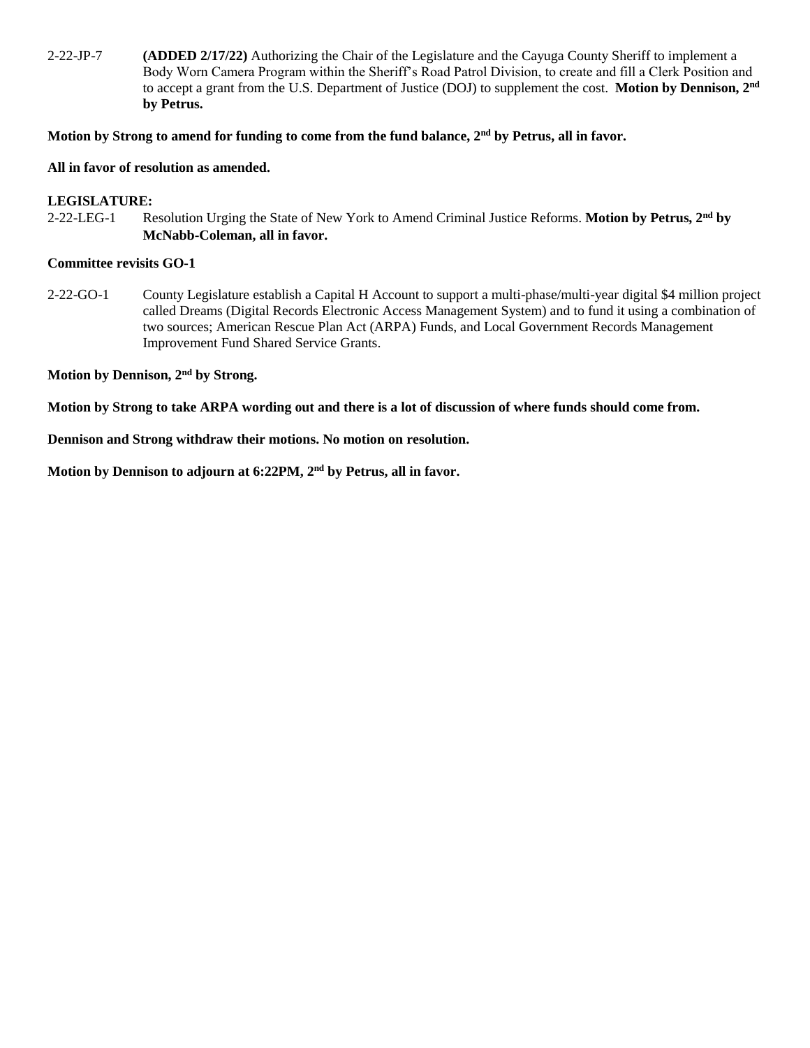2-22-JP-7 **(ADDED 2/17/22)** Authorizing the Chair of the Legislature and the Cayuga County Sheriff to implement a Body Worn Camera Program within the Sheriff's Road Patrol Division, to create and fill a Clerk Position and to accept a grant from the U.S. Department of Justice (DOJ) to supplement the cost. **Motion by Dennison, 2nd by Petrus.**

**Motion by Strong to amend for funding to come from the fund balance, 2nd by Petrus, all in favor.**

**All in favor of resolution as amended.**

**LEGISLATURE:**

2-22-LEG-1 Resolution Urging the State of New York to Amend Criminal Justice Reforms. **Motion by Petrus, 2nd by McNabb-Coleman, all in favor.**

**Committee revisits GO-1**

2-22-GO-1 County Legislature establish a Capital H Account to support a multi-phase/multi-year digital $4 million project called Dreams (Digital Records Electronic Access Management System) and to fund it using a combination of two sources; American Rescue Plan Act (ARPA) Funds, and Local Government Records Management Improvement Fund Shared Service Grants.

**Motion by Dennison, 2nd by Strong.**

**Motion by Strong to take ARPA wording out and there is a lot of discussion of where funds should come from.**

**Dennison and Strong withdraw their motions. No motion on resolution.**

**Motion by Dennison to adjourn at 6:22PM, 2nd by Petrus, all in favor.**